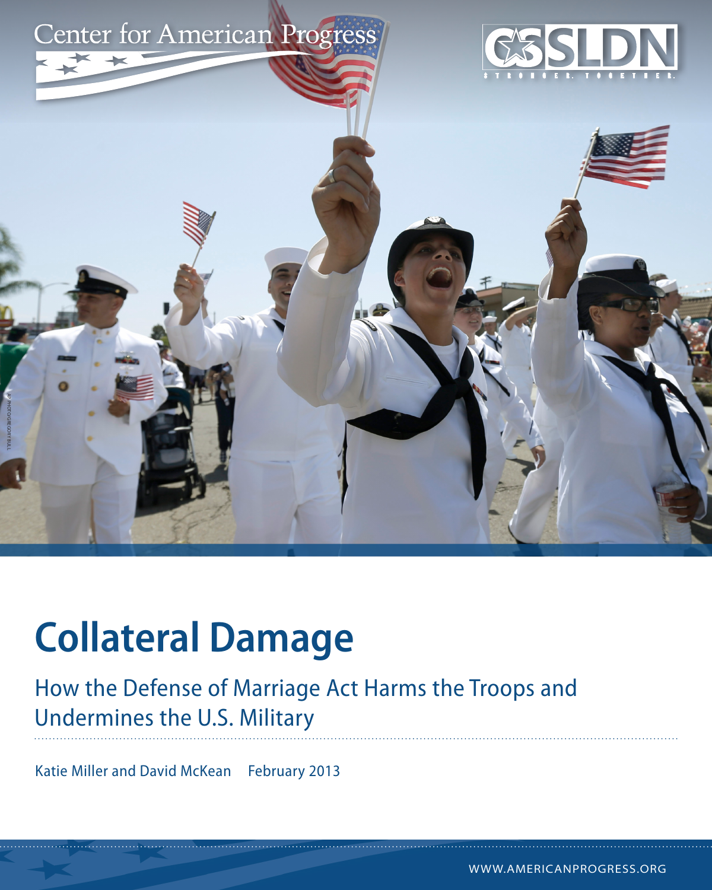Center for American Progress

SLDN

STRONGER. TOGETHER.

# Collateral Damage

## How the Defense of Marriage Act Harms the Troops and Undermines the U.S. Military

Katie Miller and David McKean February 2013

WWW.AMERICANPROGRESS.ORG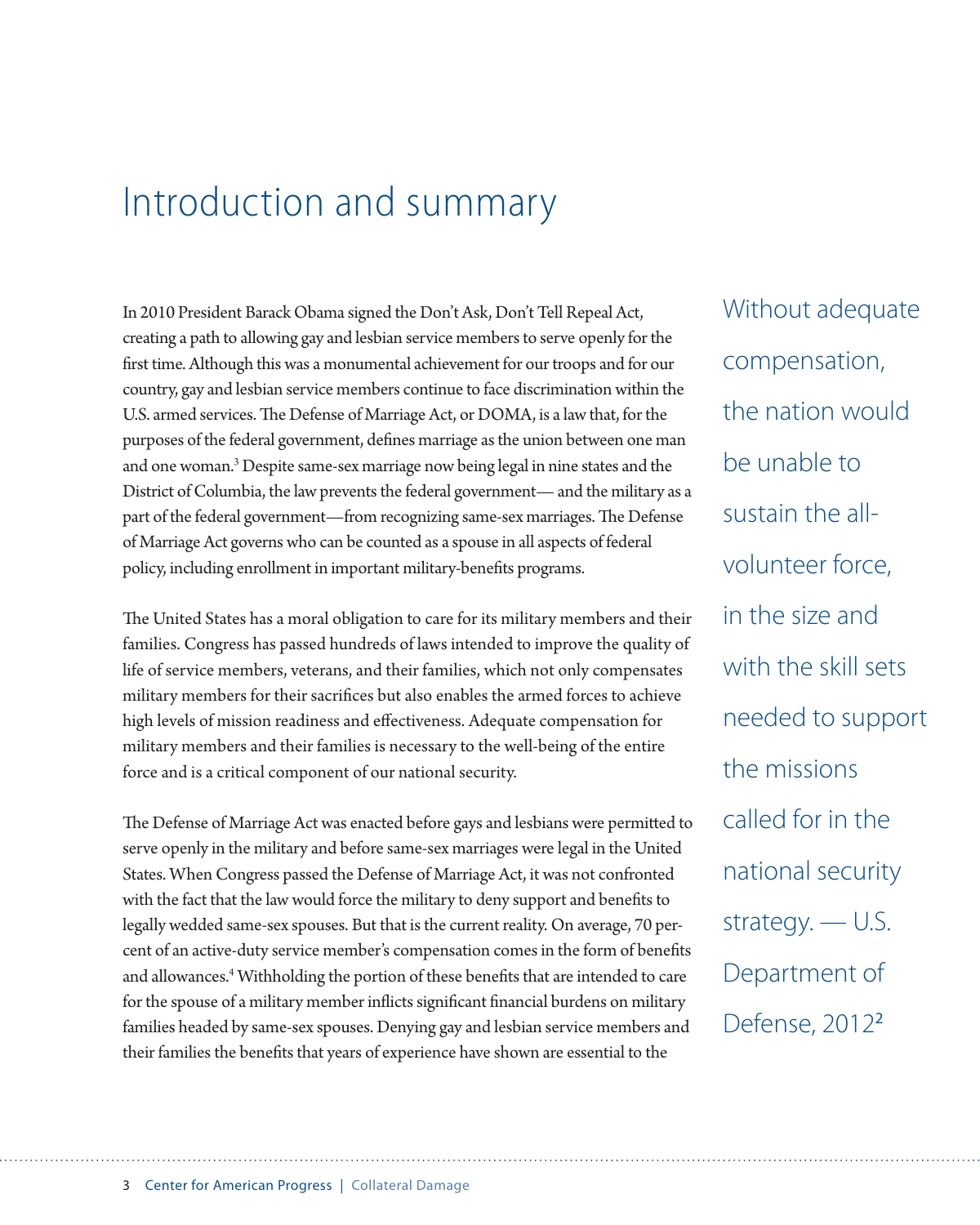# Introduction and summary

In 2010 President Barack Obama signed the Don't Ask, Don't Tell Repeal Act, creating a path to allowing gay and lesbian service members to serve openly for the first time. Although this was a monumental achievement for our troops and for our country, gay and lesbian service members continue to face discrimination within the U.S. armed services. The Defense of Marriage Act, or DOMA, is a law that, for the purposes of the federal government, defines marriage as the union between one man and one woman.[3] Despite same-sex marriage now being legal in nine states and the District of Columbia, the law prevents the federal government— and the military as a part of the federal government—from recognizing same-sex marriages. The Defense of Marriage Act governs who can be counted as a spouse in all aspects of federal policy, including enrollment in important military-benefits programs.

> Without adequate compensation, the nation would be unable to sustain the all-volunteer force, in the size and with the skill sets needed to support the missions called for in the national security strategy. — U.S. Department of Defense, 2012[2]

The United States has a moral obligation to care for its military members and their families. Congress has passed hundreds of laws intended to improve the quality of life of service members, veterans, and their families, which not only compensates military members for their sacrifices but also enables the armed forces to achieve high levels of mission readiness and effectiveness. Adequate compensation for military members and their families is necessary to the well-being of the entire force and is a critical component of our national security.

The Defense of Marriage Act was enacted before gays and lesbians were permitted to serve openly in the military and before same-sex marriages were legal in the United States. When Congress passed the Defense of Marriage Act, it was not confronted with the fact that the law would force the military to deny support and benefits to legally wedded same-sex spouses. But that is the current reality. On average, 70 percent of an active-duty service member's compensation comes in the form of benefits and allowances.[4] Withholding the portion of these benefits that are intended to care for the spouse of a military member inflicts significant financial burdens on military families headed by same-sex spouses. Denying gay and lesbian service members and their families the benefits that years of experience have shown are essential to the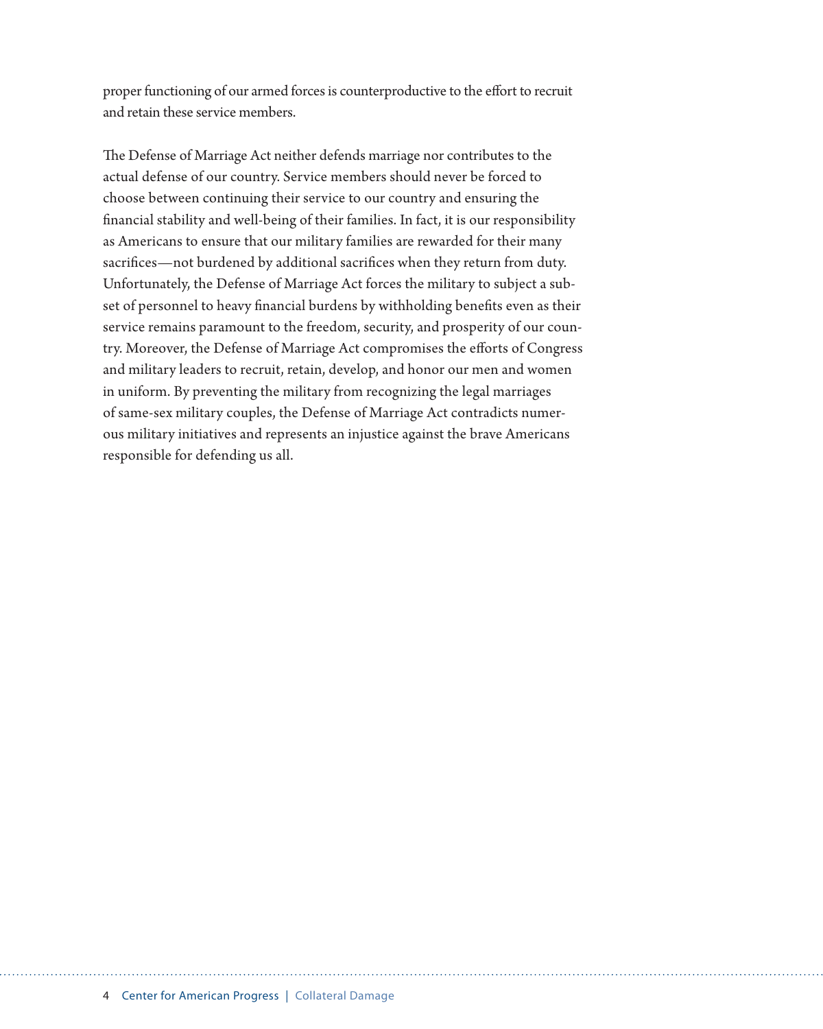proper functioning of our armed forces is counterproductive to the effort to recruit and retain these service members.

The Defense of Marriage Act neither defends marriage nor contributes to the actual defense of our country. Service members should never be forced to choose between continuing their service to our country and ensuring the financial stability and well-being of their families. In fact, it is our responsibility as Americans to ensure that our military families are rewarded for their many sacrifices—not burdened by additional sacrifices when they return from duty. Unfortunately, the Defense of Marriage Act forces the military to subject a subset of personnel to heavy financial burdens by withholding benefits even as their service remains paramount to the freedom, security, and prosperity of our country. Moreover, the Defense of Marriage Act compromises the efforts of Congress and military leaders to recruit, retain, develop, and honor our men and women in uniform. By preventing the military from recognizing the legal marriages of same-sex military couples, the Defense of Marriage Act contradicts numerous military initiatives and represents an injustice against the brave Americans responsible for defending us all.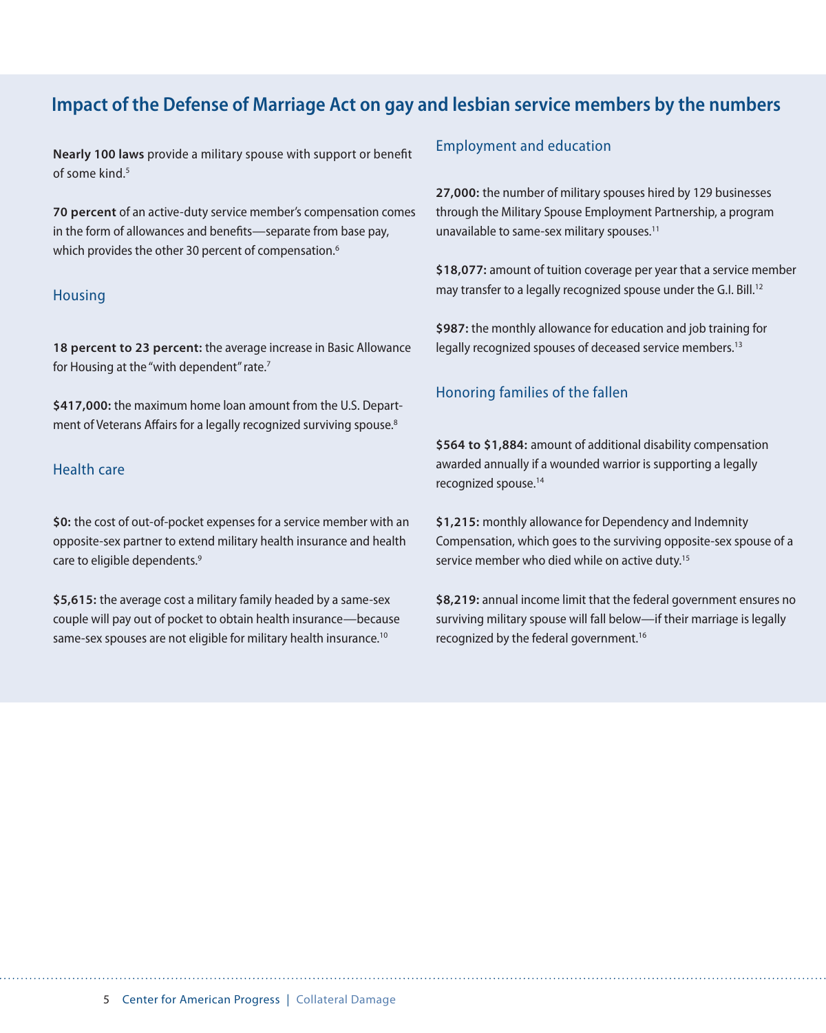## Impact of the Defense of Marriage Act on gay and lesbian service members by the numbers

**Nearly 100 laws** provide a military spouse with support or benefit of some kind.[5]

**70 percent** of an active-duty service member's compensation comes in the form of allowances and benefits—separate from base pay, which provides the other 30 percent of compensation.[6]

### Housing

**18 percent to 23 percent:** the average increase in Basic Allowance for Housing at the "with dependent" rate.[7]

**$417,000:** the maximum home loan amount from the U.S. Department of Veterans Affairs for a legally recognized surviving spouse.[8]

### Health care

**$0:** the cost of out-of-pocket expenses for a service member with an opposite-sex partner to extend military health insurance and health care to eligible dependents.[9]

**$5,615:** the average cost a military family headed by a same-sex couple will pay out of pocket to obtain health insurance—because same-sex spouses are not eligible for military health insurance.[10]

### Employment and education

**27,000:** the number of military spouses hired by 129 businesses through the Military Spouse Employment Partnership, a program unavailable to same-sex military spouses.[11]

**$18,077:** amount of tuition coverage per year that a service member may transfer to a legally recognized spouse under the G.I. Bill.[12]

**$987:** the monthly allowance for education and job training for legally recognized spouses of deceased service members.[13]

### Honoring families of the fallen

**$564 to $1,884:** amount of additional disability compensation awarded annually if a wounded warrior is supporting a legally recognized spouse.[14]

**$1,215:** monthly allowance for Dependency and Indemnity Compensation, which goes to the surviving opposite-sex spouse of a service member who died while on active duty.[15]

**$8,219:** annual income limit that the federal government ensures no surviving military spouse will fall below—if their marriage is legally recognized by the federal government.[16]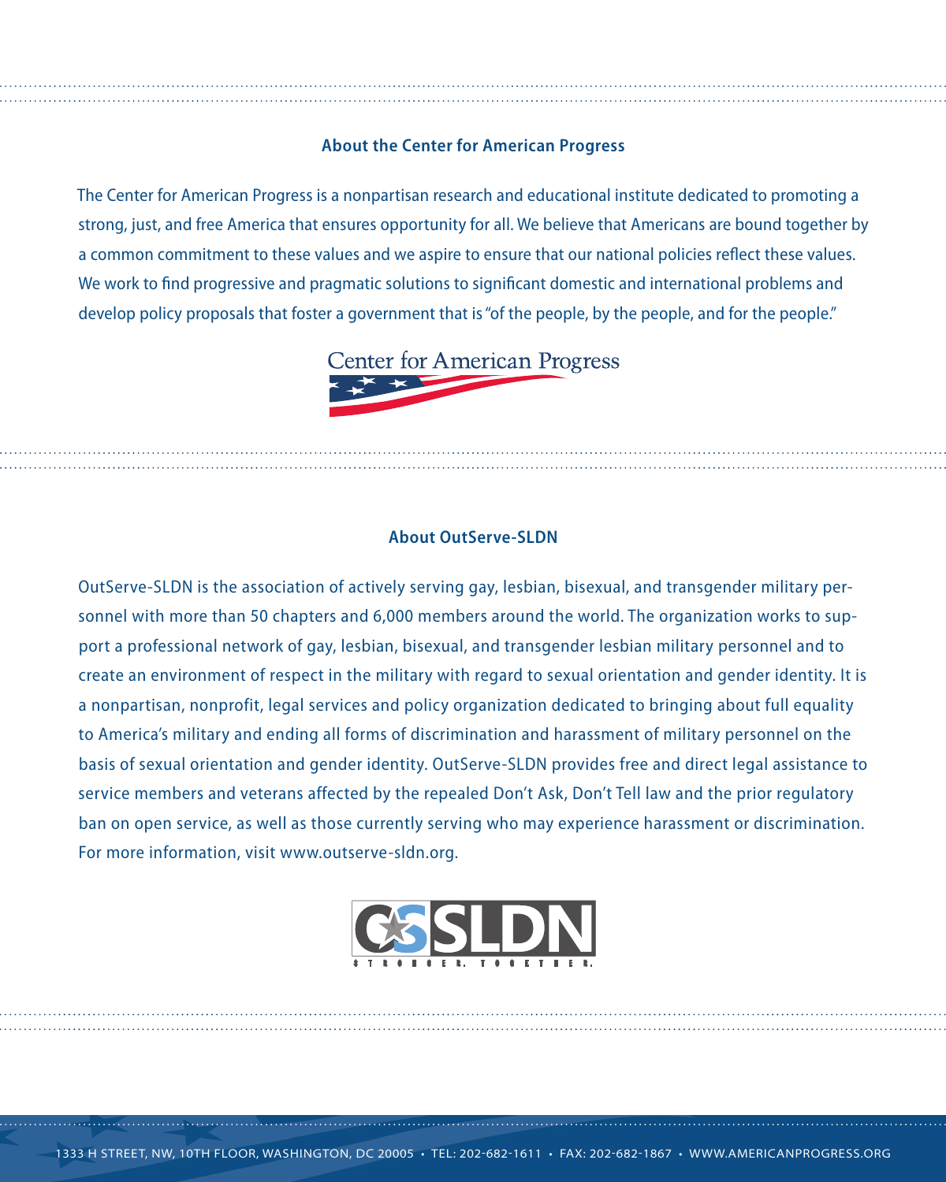## About the Center for American Progress

The Center for American Progress is a nonpartisan research and educational institute dedicated to promoting a strong, just, and free America that ensures opportunity for all. We believe that Americans are bound together by a common commitment to these values and we aspire to ensure that our national policies reflect these values. We work to find progressive and pragmatic solutions to significant domestic and international problems and develop policy proposals that foster a government that is "of the people, by the people, and for the people."

Center for American Progress

## About OutServe-SLDN

OutServe-SLDN is the association of actively serving gay, lesbian, bisexual, and transgender military personnel with more than 50 chapters and 6,000 members around the world. The organization works to support a professional network of gay, lesbian, bisexual, and transgender lesbian military personnel and to create an environment of respect in the military with regard to sexual orientation and gender identity. It is a nonpartisan, nonprofit, legal services and policy organization dedicated to bringing about full equality to America's military and ending all forms of discrimination and harassment of military personnel on the basis of sexual orientation and gender identity. OutServe-SLDN provides free and direct legal assistance to service members and veterans affected by the repealed Don't Ask, Don't Tell law and the prior regulatory ban on open service, as well as those currently serving who may experience harassment or discrimination. For more information, visit www.outserve-sldn.org.

OSSLDN

STRONGER. TOGETHER.

1333 H STREET, NW, 10TH FLOOR, WASHINGTON, DC 20005 • TEL: 202-682-1611 • FAX: 202-682-1867 • WWW.AMERICANPROGRESS.ORG